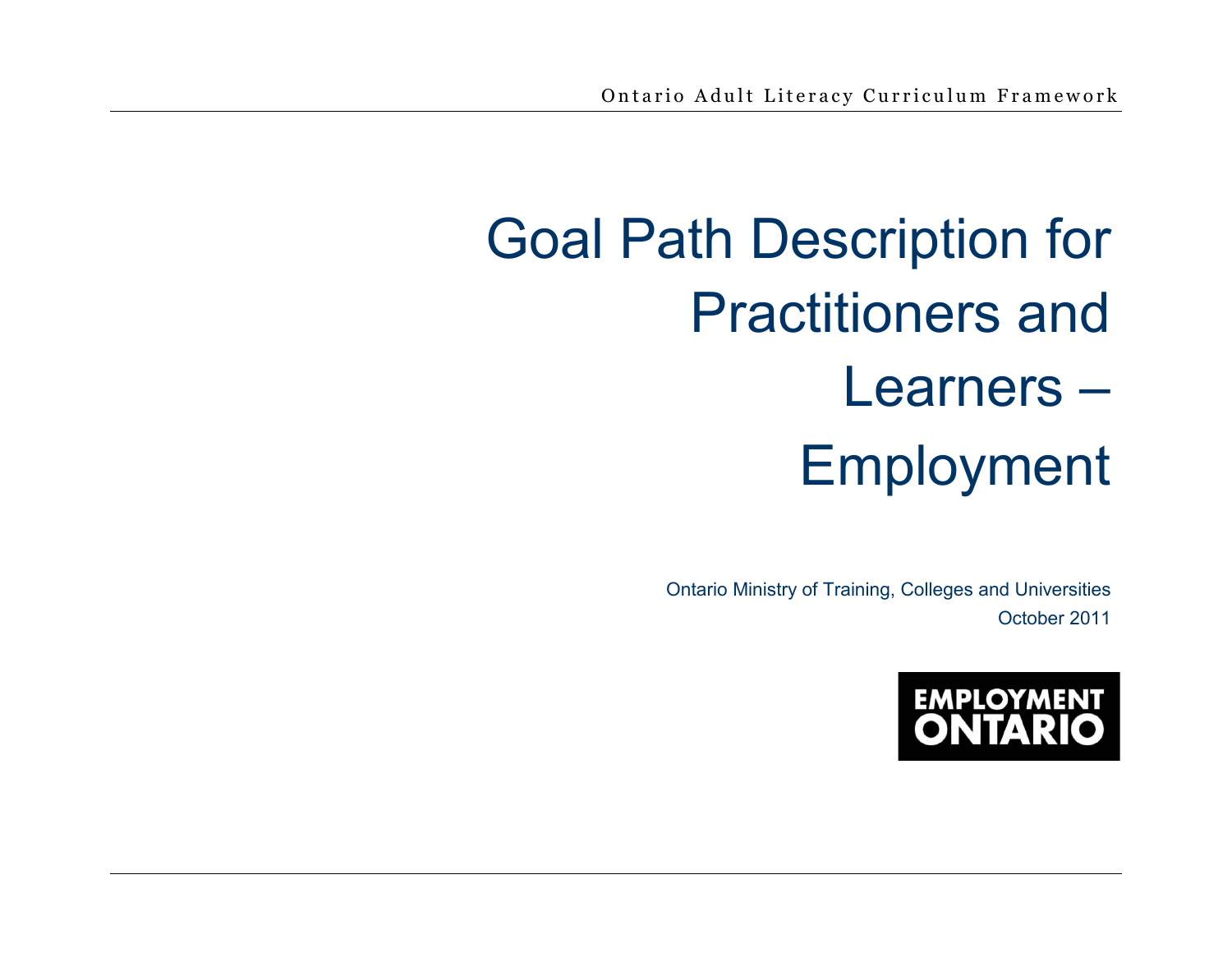# Goal Path Description for Practitioners and Learners – Employment

Ontario Ministry of Training, Colleges and Universities

October 2011

EMPLOYMENT ONTARIO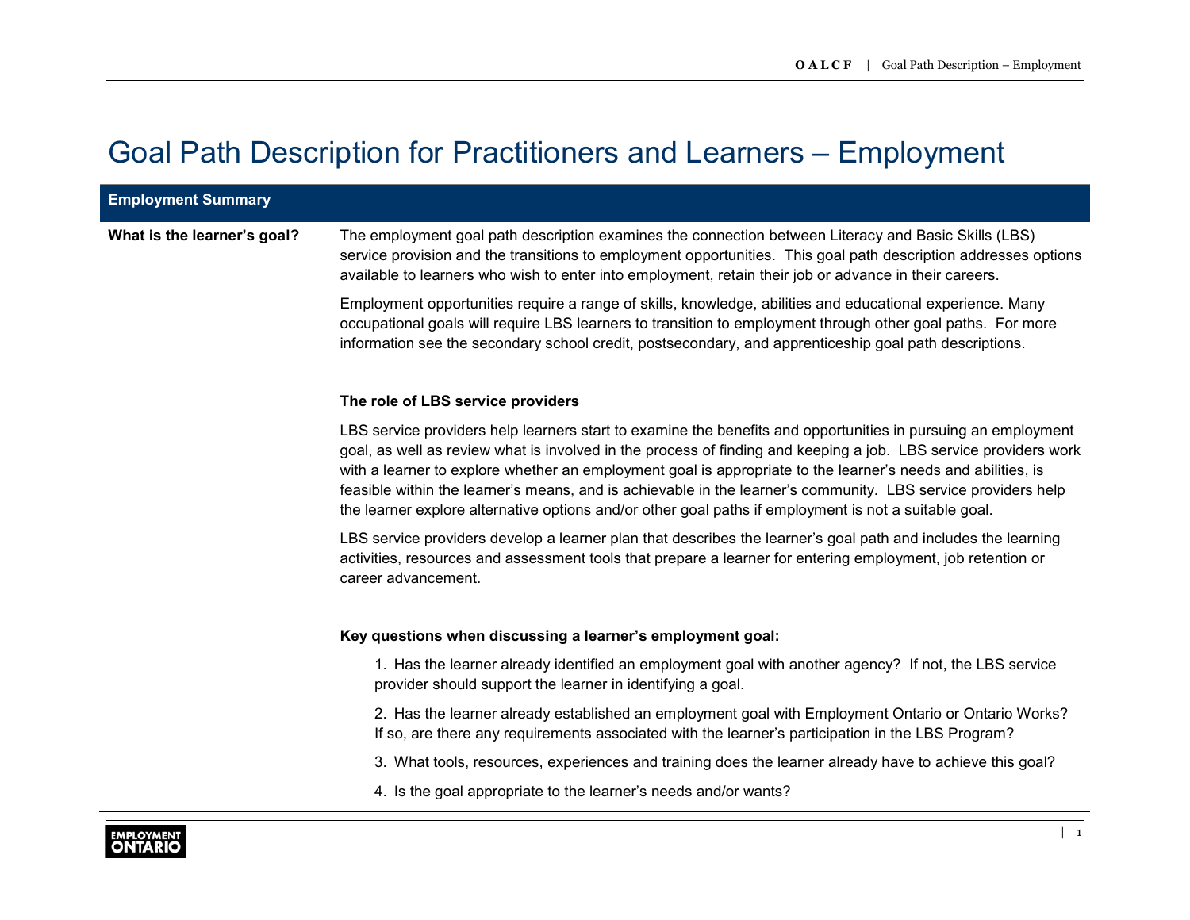# Goal Path Description for Practitioners and Learners – Employment

| Employment Summary | |
|---|---|
| **What is the learner's goal?** | The employment goal path description examines the connection between Literacy and Basic Skills (LBS) service provision and the transitions to employment opportunities. This goal path description addresses options available to learners who wish to enter into employment, retain their job or advance in their careers. |
| | Employment opportunities require a range of skills, knowledge, abilities and educational experience. Many occupational goals will require LBS learners to transition to employment through other goal paths. For more information see the secondary school credit, postsecondary, and apprenticeship goal path descriptions. |

**The role of LBS service providers**

LBS service providers help learners start to examine the benefits and opportunities in pursuing an employment goal, as well as review what is involved in the process of finding and keeping a job. LBS service providers work with a learner to explore whether an employment goal is appropriate to the learner's needs and abilities, is feasible within the learner's means, and is achievable in the learner's community. LBS service providers help the learner explore alternative options and/or other goal paths if employment is not a suitable goal.

LBS service providers develop a learner plan that describes the learner's goal path and includes the learning activities, resources and assessment tools that prepare a learner for entering employment, job retention or career advancement.

**Key questions when discussing a learner's employment goal:**

1. Has the learner already identified an employment goal with another agency? If not, the LBS service provider should support the learner in identifying a goal.

2. Has the learner already established an employment goal with Employment Ontario or Ontario Works? If so, are there any requirements associated with the learner's participation in the LBS Program?

3. What tools, resources, experiences and training does the learner already have to achieve this goal?

4. Is the goal appropriate to the learner's needs and/or wants?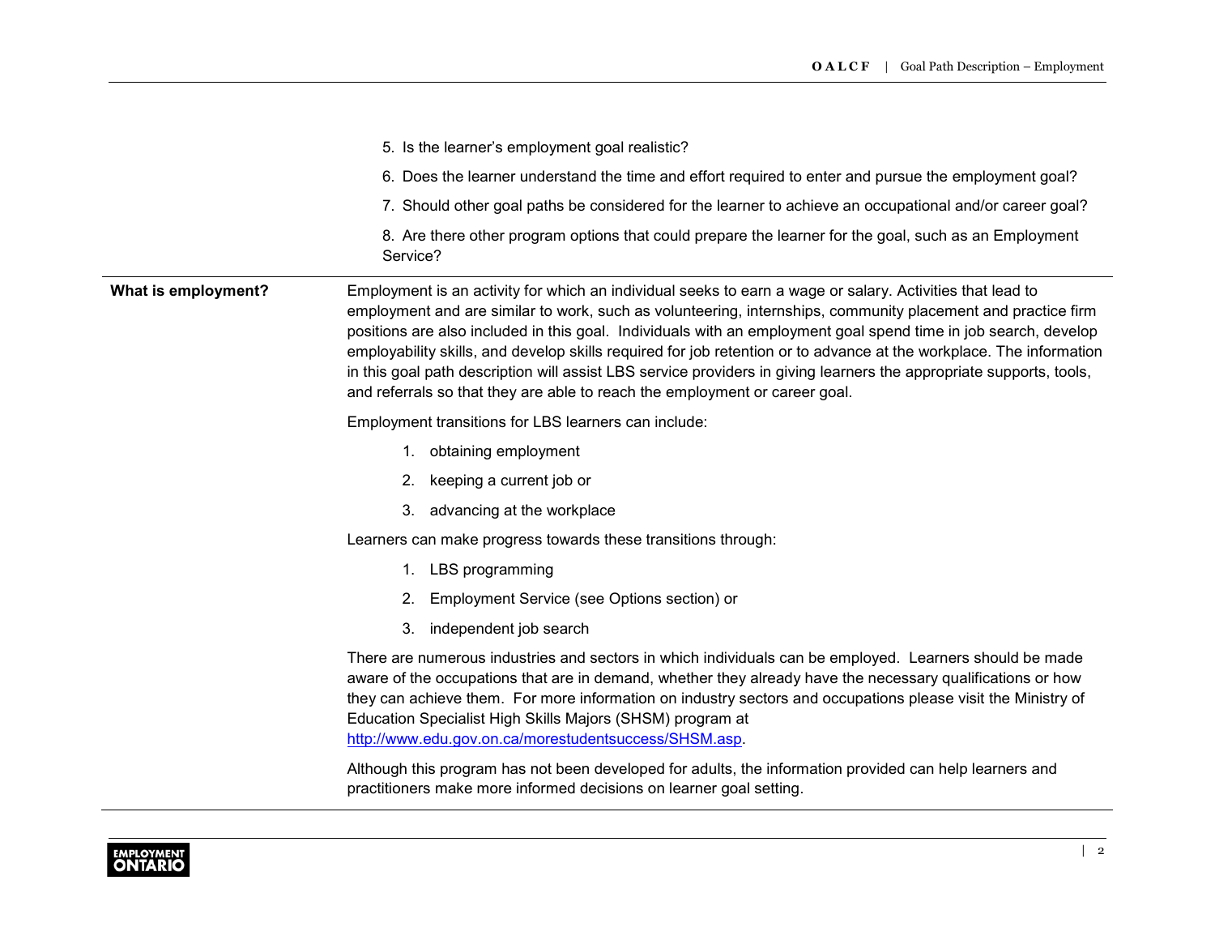5. Is the learner's employment goal realistic?
6. Does the learner understand the time and effort required to enter and pursue the employment goal?
7. Should other goal paths be considered for the learner to achieve an occupational and/or career goal?
8. Are there other program options that could prepare the learner for the goal, such as an Employment Service?

**What is employment?**

Employment is an activity for which an individual seeks to earn a wage or salary. Activities that lead to employment and are similar to work, such as volunteering, internships, community placement and practice firm positions are also included in this goal. Individuals with an employment goal spend time in job search, develop employability skills, and develop skills required for job retention or to advance at the workplace. The information in this goal path description will assist LBS service providers in giving learners the appropriate supports, tools, and referrals so that they are able to reach the employment or career goal.

Employment transitions for LBS learners can include:

1. obtaining employment
2. keeping a current job or
3. advancing at the workplace

Learners can make progress towards these transitions through:

1. LBS programming
2. Employment Service (see Options section) or
3. independent job search

There are numerous industries and sectors in which individuals can be employed. Learners should be made aware of the occupations that are in demand, whether they already have the necessary qualifications or how they can achieve them. For more information on industry sectors and occupations please visit the Ministry of Education Specialist High Skills Majors (SHSM) program at http://www.edu.gov.on.ca/morestudentsuccess/SHSM.asp.

Although this program has not been developed for adults, the information provided can help learners and practitioners make more informed decisions on learner goal setting.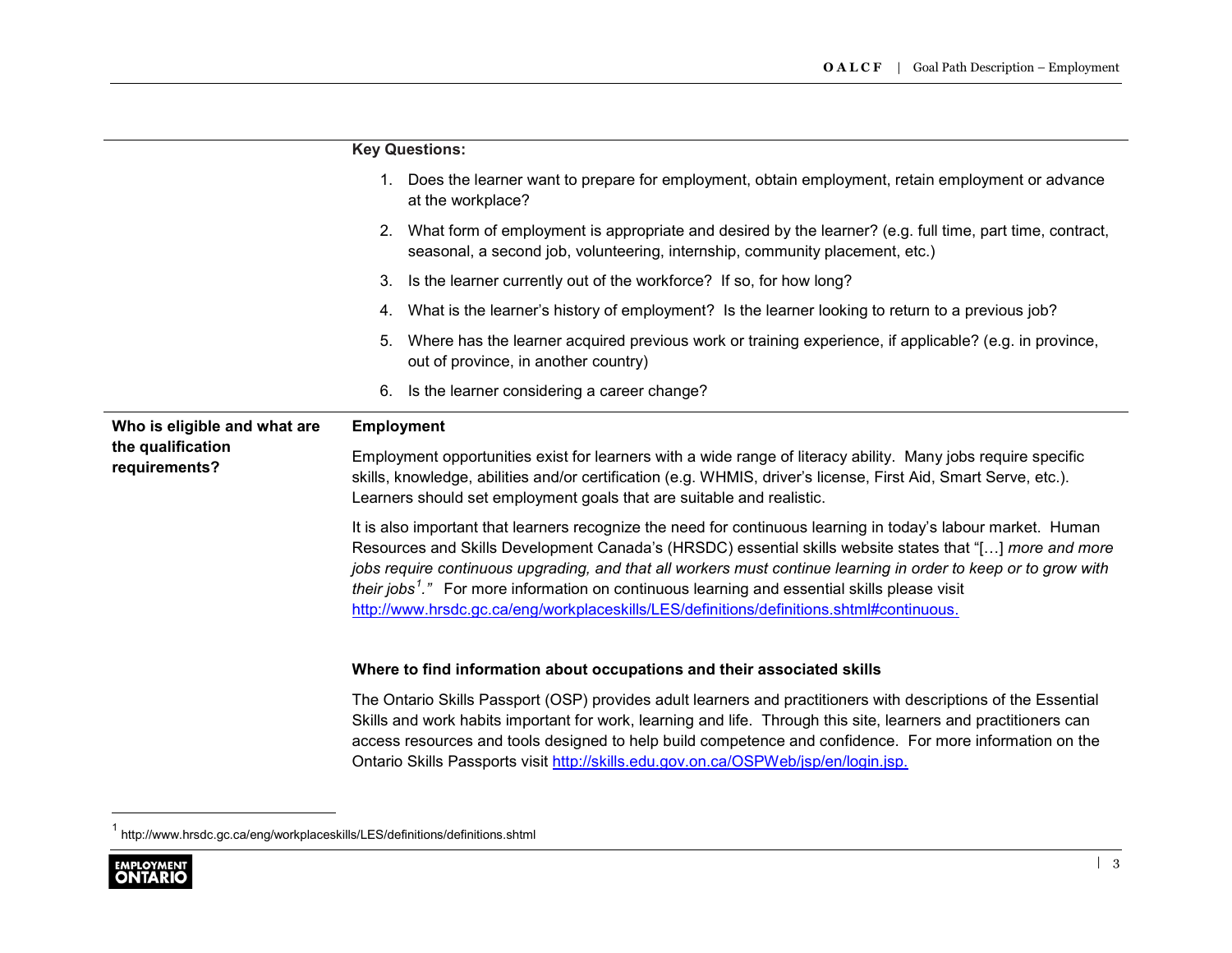**Key Questions:**

1. Does the learner want to prepare for employment, obtain employment, retain employment or advance at the workplace?
2. What form of employment is appropriate and desired by the learner? (e.g. full time, part time, contract, seasonal, a second job, volunteering, internship, community placement, etc.)
3. Is the learner currently out of the workforce? If so, for how long?
4. What is the learner's history of employment? Is the learner looking to return to a previous job?
5. Where has the learner acquired previous work or training experience, if applicable? (e.g. in province, out of province, in another country)
6. Is the learner considering a career change?

**Who is eligible and what are the qualification requirements?**

**Employment**

Employment opportunities exist for learners with a wide range of literacy ability. Many jobs require specific skills, knowledge, abilities and/or certification (e.g. WHMIS, driver's license, First Aid, Smart Serve, etc.). Learners should set employment goals that are suitable and realistic.

It is also important that learners recognize the need for continuous learning in today's labour market. Human Resources and Skills Development Canada's (HRSDC) essential skills website states that "[…] *more and more jobs require continuous upgrading, and that all workers must continue learning in order to keep or to grow with their jobs*[1]*."* For more information on continuous learning and essential skills please visit http://www.hrsdc.gc.ca/eng/workplaceskills/LES/definitions/definitions.shtml#continuous.

**Where to find information about occupations and their associated skills**

The Ontario Skills Passport (OSP) provides adult learners and practitioners with descriptions of the Essential Skills and work habits important for work, learning and life. Through this site, learners and practitioners can access resources and tools designed to help build competence and confidence. For more information on the Ontario Skills Passports visit http://skills.edu.gov.on.ca/OSPWeb/jsp/en/login.jsp.

---

[1] http://www.hrsdc.gc.ca/eng/workplaceskills/LES/definitions/definitions.shtml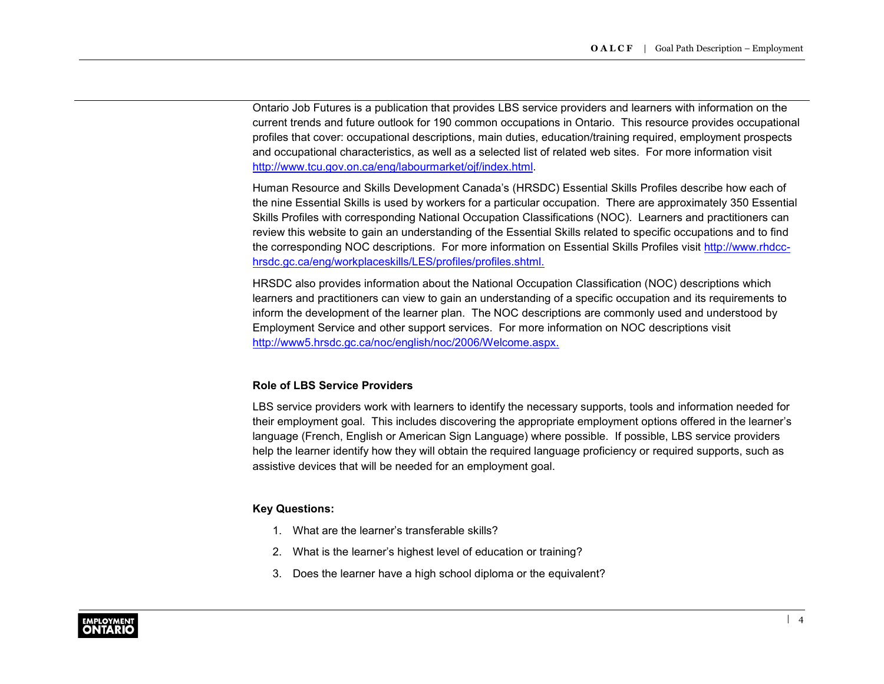Ontario Job Futures is a publication that provides LBS service providers and learners with information on the current trends and future outlook for 190 common occupations in Ontario. This resource provides occupational profiles that cover: occupational descriptions, main duties, education/training required, employment prospects and occupational characteristics, as well as a selected list of related web sites. For more information visit http://www.tcu.gov.on.ca/eng/labourmarket/ojf/index.html.

Human Resource and Skills Development Canada's (HRSDC) Essential Skills Profiles describe how each of the nine Essential Skills is used by workers for a particular occupation. There are approximately 350 Essential Skills Profiles with corresponding National Occupation Classifications (NOC). Learners and practitioners can review this website to gain an understanding of the Essential Skills related to specific occupations and to find the corresponding NOC descriptions. For more information on Essential Skills Profiles visit http://www.rhdcc-hrsdc.gc.ca/eng/workplaceskills/LES/profiles/profiles.shtml.

HRSDC also provides information about the National Occupation Classification (NOC) descriptions which learners and practitioners can view to gain an understanding of a specific occupation and its requirements to inform the development of the learner plan. The NOC descriptions are commonly used and understood by Employment Service and other support services. For more information on NOC descriptions visit http://www5.hrsdc.gc.ca/noc/english/noc/2006/Welcome.aspx.

**Role of LBS Service Providers**

LBS service providers work with learners to identify the necessary supports, tools and information needed for their employment goal. This includes discovering the appropriate employment options offered in the learner's language (French, English or American Sign Language) where possible. If possible, LBS service providers help the learner identify how they will obtain the required language proficiency or required supports, such as assistive devices that will be needed for an employment goal.

**Key Questions:**

1. What are the learner's transferable skills?
2. What is the learner's highest level of education or training?
3. Does the learner have a high school diploma or the equivalent?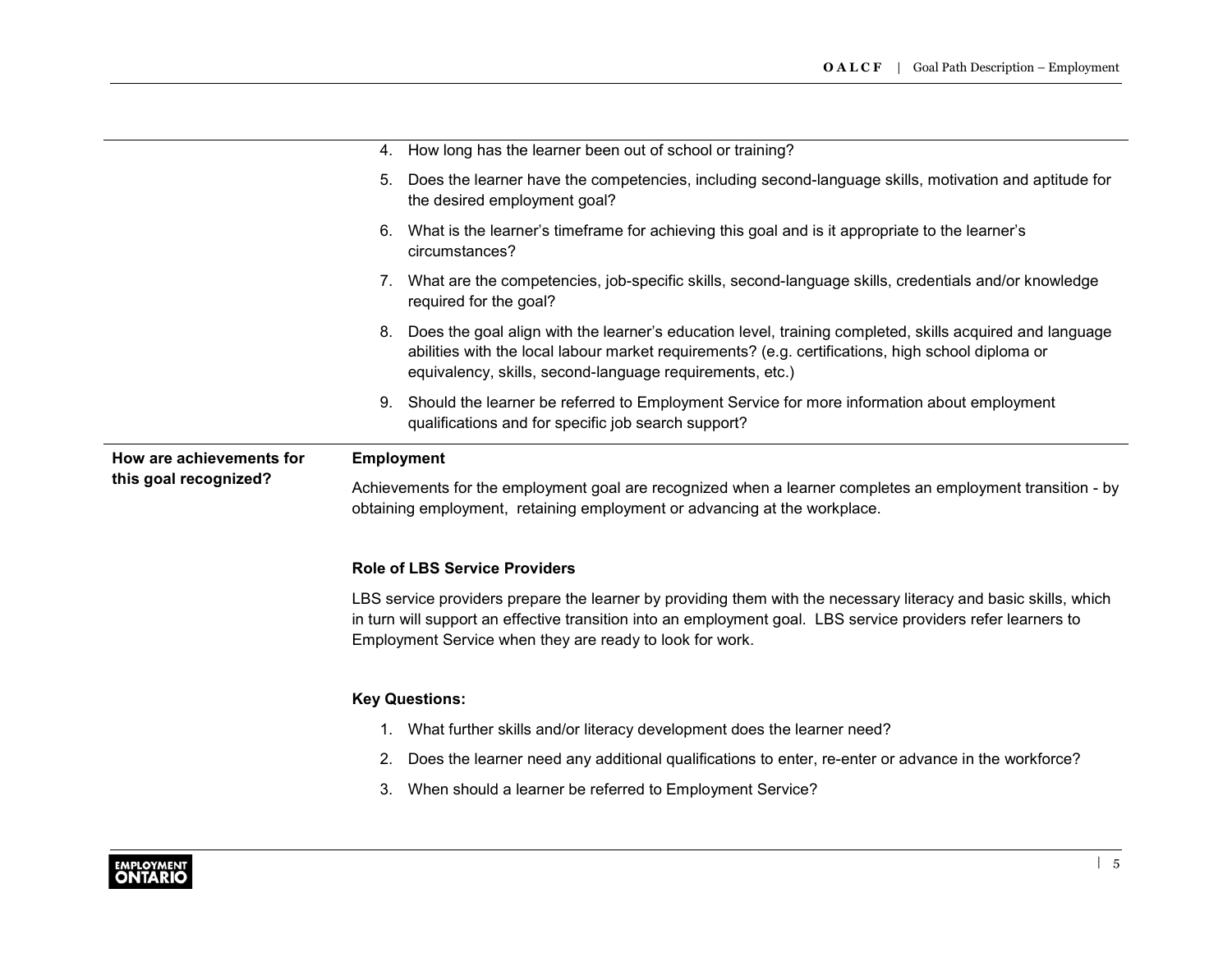| | |
|---|---|
| | 4. How long has the learner been out of school or training?<br><br>5. Does the learner have the competencies, including second-language skills, motivation and aptitude for the desired employment goal?<br><br>6. What is the learner's timeframe for achieving this goal and is it appropriate to the learner's circumstances?<br><br>7. What are the competencies, job-specific skills, second-language skills, credentials and/or knowledge required for the goal?<br><br>8. Does the goal align with the learner's education level, training completed, skills acquired and language abilities with the local labour market requirements? (e.g. certifications, high school diploma or equivalency, skills, second-language requirements, etc.)<br><br>9. Should the learner be referred to Employment Service for more information about employment qualifications and for specific job search support? |
| **How are achievements for this goal recognized?** | **Employment**<br><br>Achievements for the employment goal are recognized when a learner completes an employment transition - by obtaining employment, retaining employment or advancing at the workplace.<br><br>**Role of LBS Service Providers**<br><br>LBS service providers prepare the learner by providing them with the necessary literacy and basic skills, which in turn will support an effective transition into an employment goal. LBS service providers refer learners to Employment Service when they are ready to look for work.<br><br>**Key Questions:**<br><br>1. What further skills and/or literacy development does the learner need?<br><br>2. Does the learner need any additional qualifications to enter, re-enter or advance in the workforce?<br><br>3. When should a learner be referred to Employment Service? |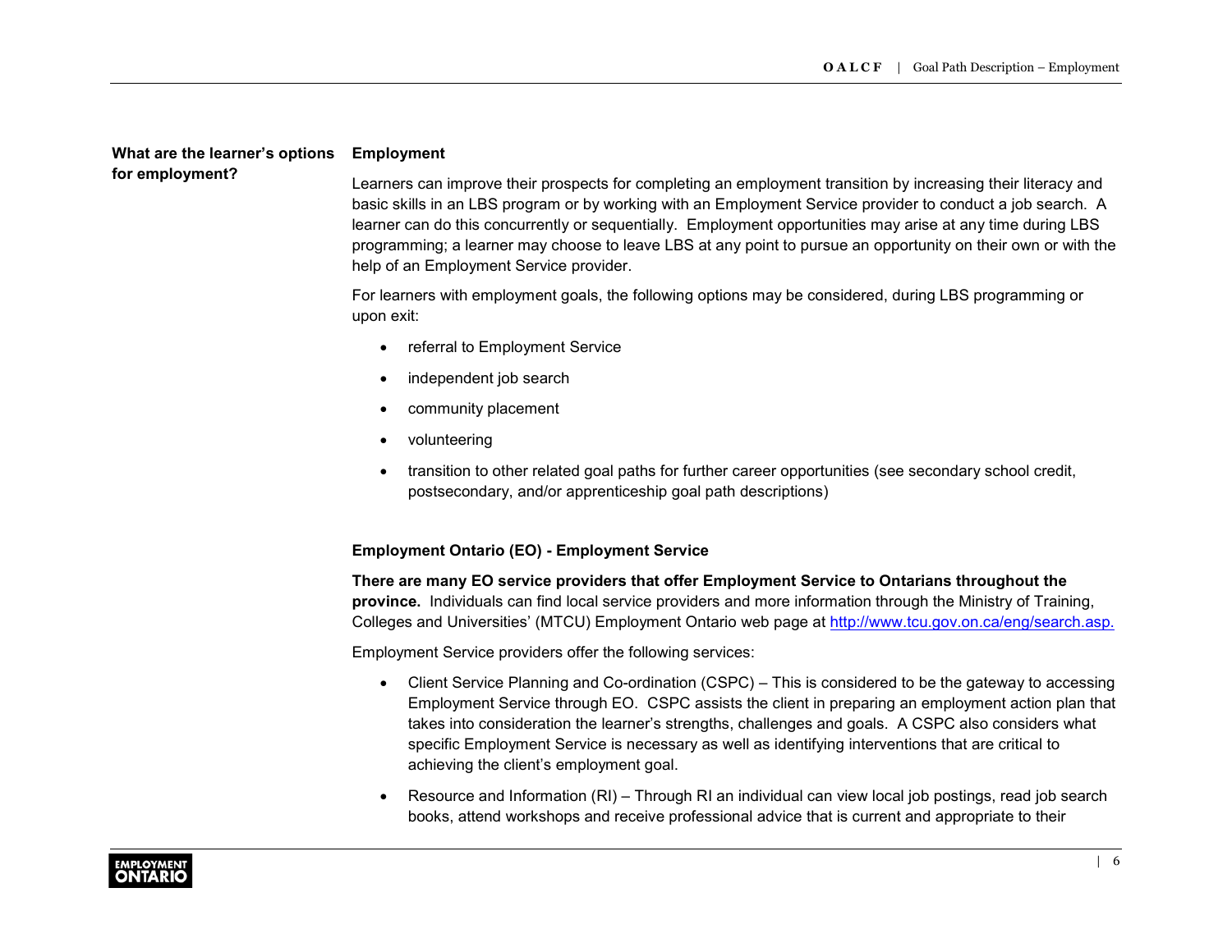**What are the learner's options for employment?**

**Employment**

Learners can improve their prospects for completing an employment transition by increasing their literacy and basic skills in an LBS program or by working with an Employment Service provider to conduct a job search. A learner can do this concurrently or sequentially. Employment opportunities may arise at any time during LBS programming; a learner may choose to leave LBS at any point to pursue an opportunity on their own or with the help of an Employment Service provider.

For learners with employment goals, the following options may be considered, during LBS programming or upon exit:

- referral to Employment Service
- independent job search
- community placement
- volunteering
- transition to other related goal paths for further career opportunities (see secondary school credit, postsecondary, and/or apprenticeship goal path descriptions)

**Employment Ontario (EO) - Employment Service**

**There are many EO service providers that offer Employment Service to Ontarians throughout the province.** Individuals can find local service providers and more information through the Ministry of Training, Colleges and Universities' (MTCU) Employment Ontario web page at [http://www.tcu.gov.on.ca/eng/search.asp.](http://www.tcu.gov.on.ca/eng/search.asp)

Employment Service providers offer the following services:

- Client Service Planning and Co-ordination (CSPC) – This is considered to be the gateway to accessing Employment Service through EO. CSPC assists the client in preparing an employment action plan that takes into consideration the learner's strengths, challenges and goals. A CSPC also considers what specific Employment Service is necessary as well as identifying interventions that are critical to achieving the client's employment goal.
- Resource and Information (RI) – Through RI an individual can view local job postings, read job search books, attend workshops and receive professional advice that is current and appropriate to their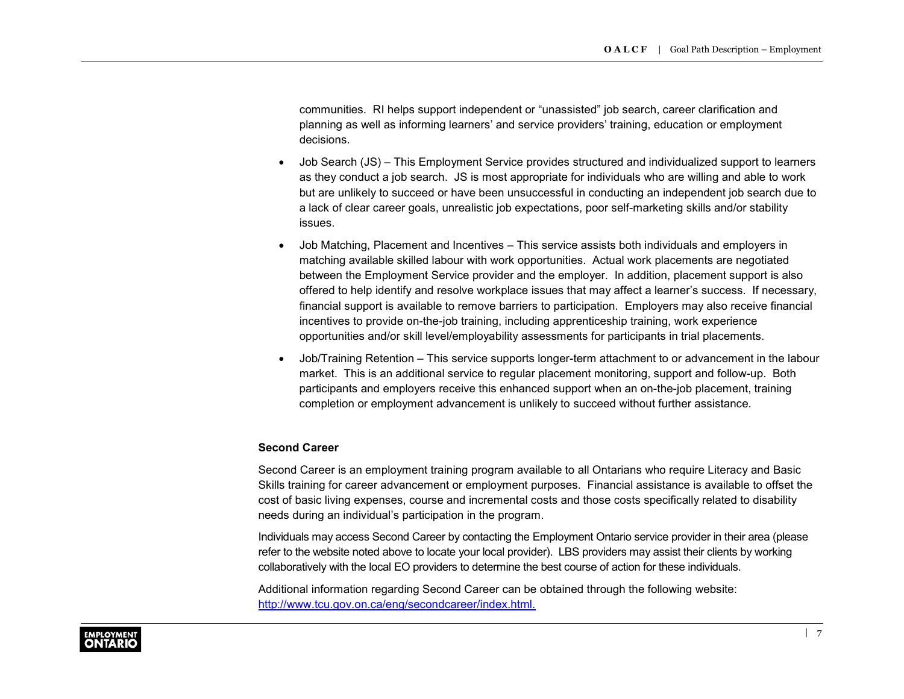communities. RI helps support independent or "unassisted" job search, career clarification and planning as well as informing learners' and service providers' training, education or employment decisions.

- Job Search (JS) – This Employment Service provides structured and individualized support to learners as they conduct a job search. JS is most appropriate for individuals who are willing and able to work but are unlikely to succeed or have been unsuccessful in conducting an independent job search due to a lack of clear career goals, unrealistic job expectations, poor self-marketing skills and/or stability issues.
- Job Matching, Placement and Incentives – This service assists both individuals and employers in matching available skilled labour with work opportunities. Actual work placements are negotiated between the Employment Service provider and the employer. In addition, placement support is also offered to help identify and resolve workplace issues that may affect a learner's success. If necessary, financial support is available to remove barriers to participation. Employers may also receive financial incentives to provide on-the-job training, including apprenticeship training, work experience opportunities and/or skill level/employability assessments for participants in trial placements.
- Job/Training Retention – This service supports longer-term attachment to or advancement in the labour market. This is an additional service to regular placement monitoring, support and follow-up. Both participants and employers receive this enhanced support when an on-the-job placement, training completion or employment advancement is unlikely to succeed without further assistance.

**Second Career**

Second Career is an employment training program available to all Ontarians who require Literacy and Basic Skills training for career advancement or employment purposes. Financial assistance is available to offset the cost of basic living expenses, course and incremental costs and those costs specifically related to disability needs during an individual's participation in the program.

Individuals may access Second Career by contacting the Employment Ontario service provider in their area (please refer to the website noted above to locate your local provider). LBS providers may assist their clients by working collaboratively with the local EO providers to determine the best course of action for these individuals.

Additional information regarding Second Career can be obtained through the following website: http://www.tcu.gov.on.ca/eng/secondcareer/index.html.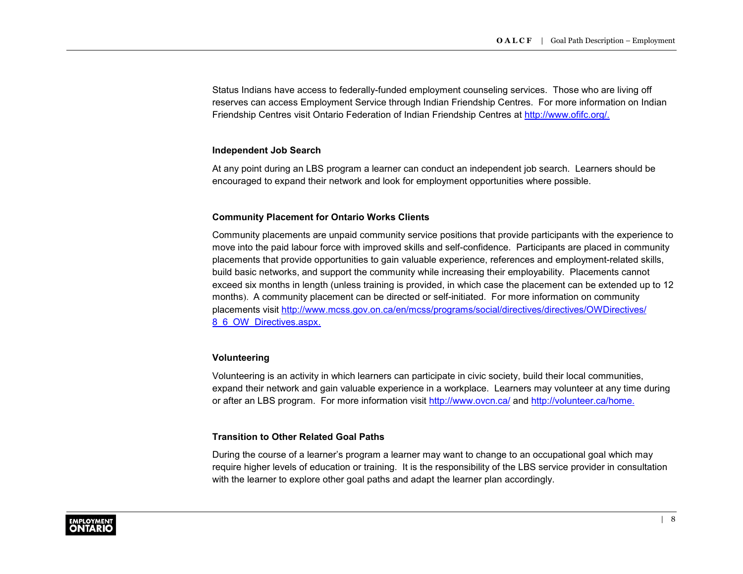Status Indians have access to federally-funded employment counseling services. Those who are living off reserves can access Employment Service through Indian Friendship Centres. For more information on Indian Friendship Centres visit Ontario Federation of Indian Friendship Centres at http://www.ofifc.org/.

### Independent Job Search

At any point during an LBS program a learner can conduct an independent job search. Learners should be encouraged to expand their network and look for employment opportunities where possible.

### Community Placement for Ontario Works Clients

Community placements are unpaid community service positions that provide participants with the experience to move into the paid labour force with improved skills and self-confidence. Participants are placed in community placements that provide opportunities to gain valuable experience, references and employment-related skills, build basic networks, and support the community while increasing their employability. Placements cannot exceed six months in length (unless training is provided, in which case the placement can be extended up to 12 months). A community placement can be directed or self-initiated. For more information on community placements visit http://www.mcss.gov.on.ca/en/mcss/programs/social/directives/directives/OWDirectives/8_6_OW_Directives.aspx.

### Volunteering

Volunteering is an activity in which learners can participate in civic society, build their local communities, expand their network and gain valuable experience in a workplace. Learners may volunteer at any time during or after an LBS program. For more information visit http://www.ovcn.ca/ and http://volunteer.ca/home.

### Transition to Other Related Goal Paths

During the course of a learner's program a learner may want to change to an occupational goal which may require higher levels of education or training. It is the responsibility of the LBS service provider in consultation with the learner to explore other goal paths and adapt the learner plan accordingly.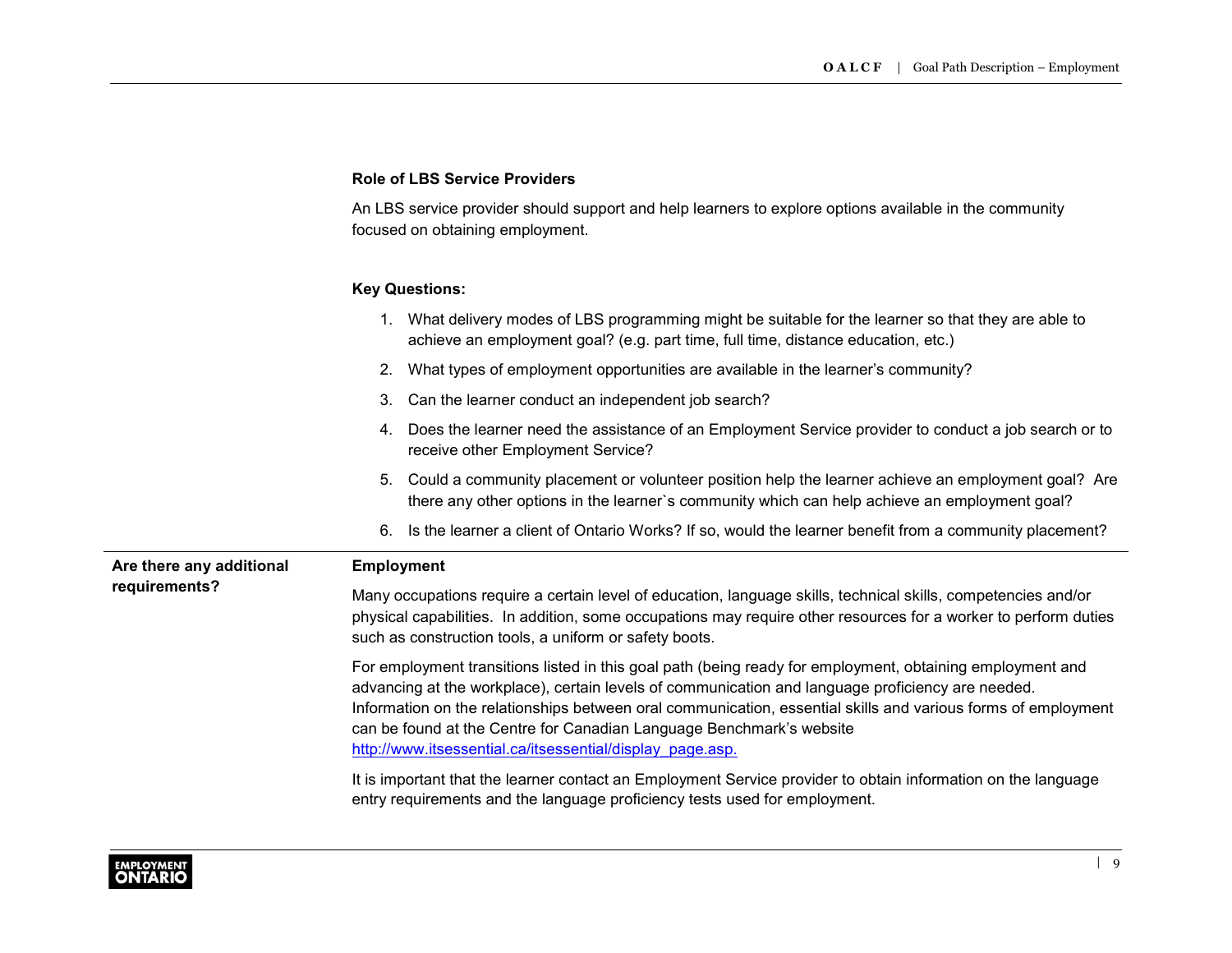**Role of LBS Service Providers**

An LBS service provider should support and help learners to explore options available in the community focused on obtaining employment.

**Key Questions:**

1. What delivery modes of LBS programming might be suitable for the learner so that they are able to achieve an employment goal? (e.g. part time, full time, distance education, etc.)
2. What types of employment opportunities are available in the learner's community?
3. Can the learner conduct an independent job search?
4. Does the learner need the assistance of an Employment Service provider to conduct a job search or to receive other Employment Service?
5. Could a community placement or volunteer position help the learner achieve an employment goal? Are there any other options in the learner`s community which can help achieve an employment goal?
6. Is the learner a client of Ontario Works? If so, would the learner benefit from a community placement?

| | |
|---|---|
| **Are there any additional requirements?** | **Employment**<br><br>Many occupations require a certain level of education, language skills, technical skills, competencies and/or physical capabilities. In addition, some occupations may require other resources for a worker to perform duties such as construction tools, a uniform or safety boots.<br><br>For employment transitions listed in this goal path (being ready for employment, obtaining employment and advancing at the workplace), certain levels of communication and language proficiency are needed. Information on the relationships between oral communication, essential skills and various forms of employment can be found at the Centre for Canadian Language Benchmark's website http://www.itsessential.ca/itsessential/display_page.asp.<br><br>It is important that the learner contact an Employment Service provider to obtain information on the language entry requirements and the language proficiency tests used for employment. |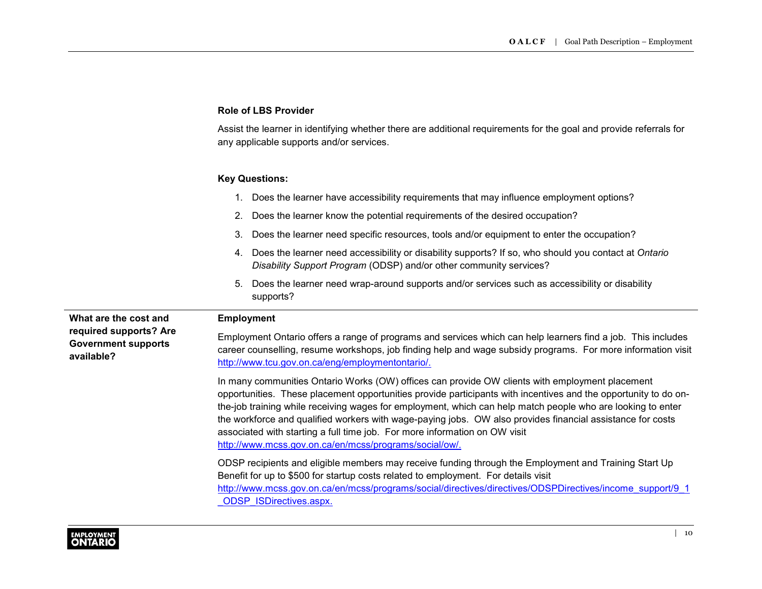**Role of LBS Provider**

Assist the learner in identifying whether there are additional requirements for the goal and provide referrals for any applicable supports and/or services.

**Key Questions:**

1. Does the learner have accessibility requirements that may influence employment options?
2. Does the learner know the potential requirements of the desired occupation?
3. Does the learner need specific resources, tools and/or equipment to enter the occupation?
4. Does the learner need accessibility or disability supports? If so, who should you contact at *Ontario Disability Support Program* (ODSP) and/or other community services?
5. Does the learner need wrap-around supports and/or services such as accessibility or disability supports?

**What are the cost and required supports? Are Government supports available?**

**Employment**

Employment Ontario offers a range of programs and services which can help learners find a job. This includes career counselling, resume workshops, job finding help and wage subsidy programs. For more information visit http://www.tcu.gov.on.ca/eng/employmentontario/.

In many communities Ontario Works (OW) offices can provide OW clients with employment placement opportunities. These placement opportunities provide participants with incentives and the opportunity to do on-the-job training while receiving wages for employment, which can help match people who are looking to enter the workforce and qualified workers with wage-paying jobs. OW also provides financial assistance for costs associated with starting a full time job. For more information on OW visit http://www.mcss.gov.on.ca/en/mcss/programs/social/ow/.

ODSP recipients and eligible members may receive funding through the Employment and Training Start Up Benefit for up to $500 for startup costs related to employment. For details visit http://www.mcss.gov.on.ca/en/mcss/programs/social/directives/directives/ODSPDirectives/income_support/9_1_ODSP_ISDirectives.aspx.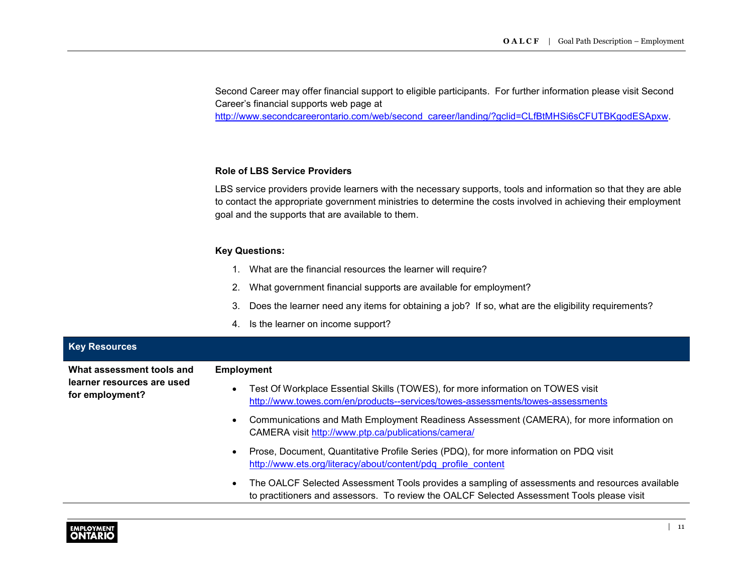Second Career may offer financial support to eligible participants. For further information please visit Second Career's financial supports web page at [http://www.secondcareerontario.com/web/second_career/landing/?gclid=CLfBtMHSi6sCFUTBKgodESApxw](http://www.secondcareerontario.com/web/second_career/landing/?gclid=CLfBtMHSi6sCFUTBKgodESApxw).

**Role of LBS Service Providers**

LBS service providers provide learners with the necessary supports, tools and information so that they are able to contact the appropriate government ministries to determine the costs involved in achieving their employment goal and the supports that are available to them.

**Key Questions:**

1. What are the financial resources the learner will require?
2. What government financial supports are available for employment?
3. Does the learner need any items for obtaining a job? If so, what are the eligibility requirements?
4. Is the learner on income support?

| Key Resources | |
|---|---|
| **What assessment tools and learner resources are used for employment?** | **Employment**<br>• Test Of Workplace Essential Skills (TOWES), for more information on TOWES visit [http://www.towes.com/en/products--services/towes-assessments/towes-assessments](http://www.towes.com/en/products--services/towes-assessments/towes-assessments)<br>• Communications and Math Employment Readiness Assessment (CAMERA), for more information on CAMERA visit [http://www.ptp.ca/publications/camera/](http://www.ptp.ca/publications/camera/)<br>• Prose, Document, Quantitative Profile Series (PDQ), for more information on PDQ visit [http://www.ets.org/literacy/about/content/pdq_profile_content](http://www.ets.org/literacy/about/content/pdq_profile_content)<br>• The OALCF Selected Assessment Tools provides a sampling of assessments and resources available to practitioners and assessors. To review the OALCF Selected Assessment Tools please visit |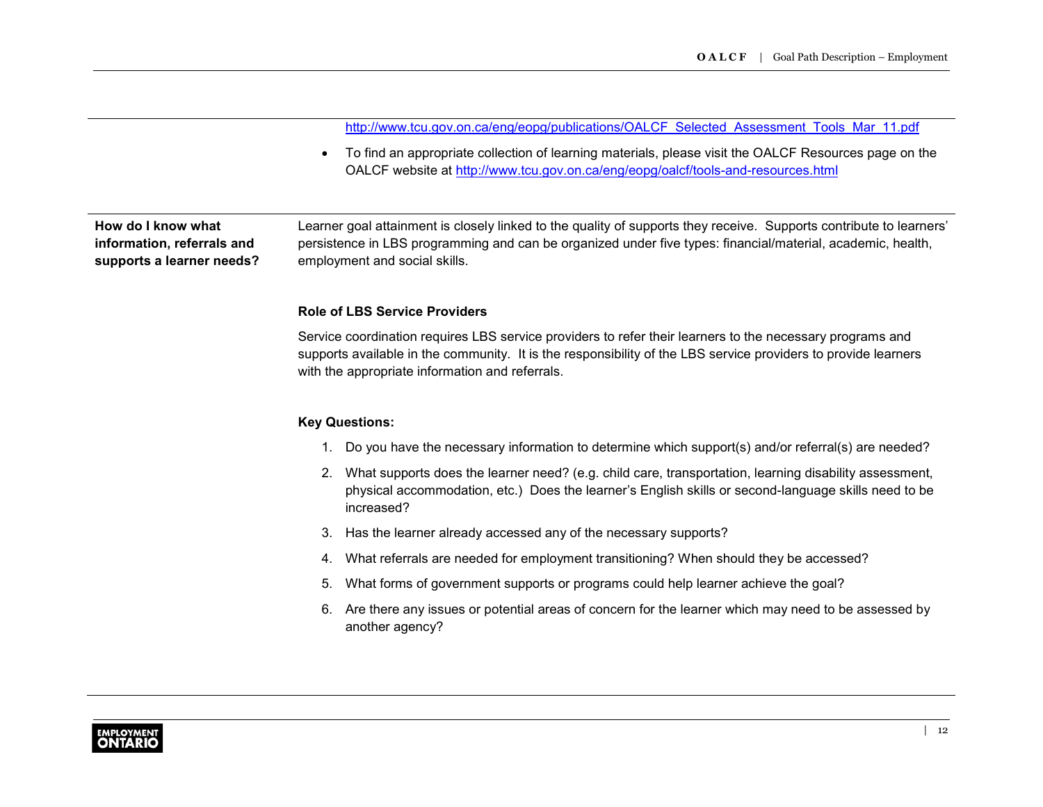http://www.tcu.gov.on.ca/eng/eopg/publications/OALCF_Selected_Assessment_Tools_Mar_11.pdf

- To find an appropriate collection of learning materials, please visit the OALCF Resources page on the OALCF website at http://www.tcu.gov.on.ca/eng/eopg/oalcf/tools-and-resources.html

**How do I know what information, referrals and supports a learner needs?**

Learner goal attainment is closely linked to the quality of supports they receive. Supports contribute to learners' persistence in LBS programming and can be organized under five types: financial/material, academic, health, employment and social skills.

**Role of LBS Service Providers**

Service coordination requires LBS service providers to refer their learners to the necessary programs and supports available in the community. It is the responsibility of the LBS service providers to provide learners with the appropriate information and referrals.

**Key Questions:**

1. Do you have the necessary information to determine which support(s) and/or referral(s) are needed?
2. What supports does the learner need? (e.g. child care, transportation, learning disability assessment, physical accommodation, etc.) Does the learner's English skills or second-language skills need to be increased?
3. Has the learner already accessed any of the necessary supports?
4. What referrals are needed for employment transitioning? When should they be accessed?
5. What forms of government supports or programs could help learner achieve the goal?
6. Are there any issues or potential areas of concern for the learner which may need to be assessed by another agency?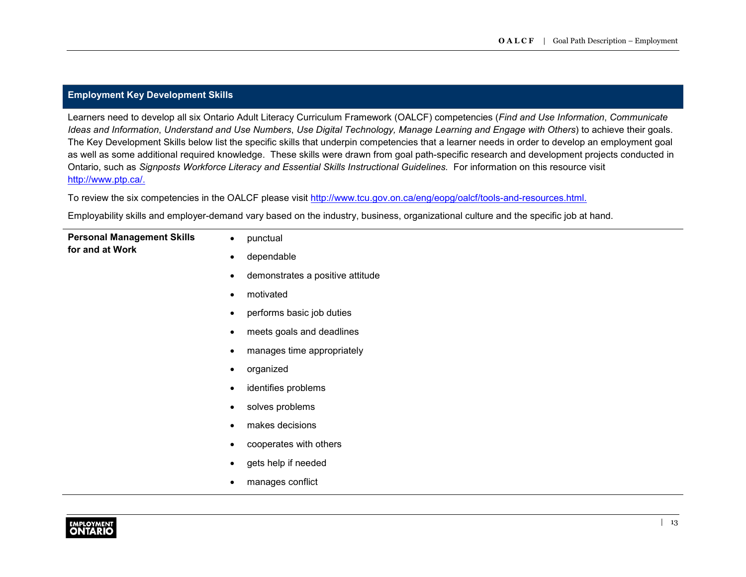## Employment Key Development Skills

Learners need to develop all six Ontario Adult Literacy Curriculum Framework (OALCF) competencies (*Find and Use Information*, *Communicate Ideas and Information*, *Understand and Use Numbers*, *Use Digital Technology, Manage Learning and Engage with Others*) to achieve their goals. The Key Development Skills below list the specific skills that underpin competencies that a learner needs in order to develop an employment goal as well as some additional required knowledge. These skills were drawn from goal path-specific research and development projects conducted in Ontario, such as *Signposts Workforce Literacy and Essential Skills Instructional Guidelines.* For information on this resource visit http://www.ptp.ca/.

To review the six competencies in the OALCF please visit http://www.tcu.gov.on.ca/eng/eopg/oalcf/tools-and-resources.html.

Employability skills and employer-demand vary based on the industry, business, organizational culture and the specific job at hand.

| | |
|---|---|
| **Personal Management Skills for and at Work** | • punctual<br>• dependable<br>• demonstrates a positive attitude<br>• motivated<br>• performs basic job duties<br>• meets goals and deadlines<br>• manages time appropriately<br>• organized<br>• identifies problems<br>• solves problems<br>• makes decisions<br>• cooperates with others<br>• gets help if needed<br>• manages conflict |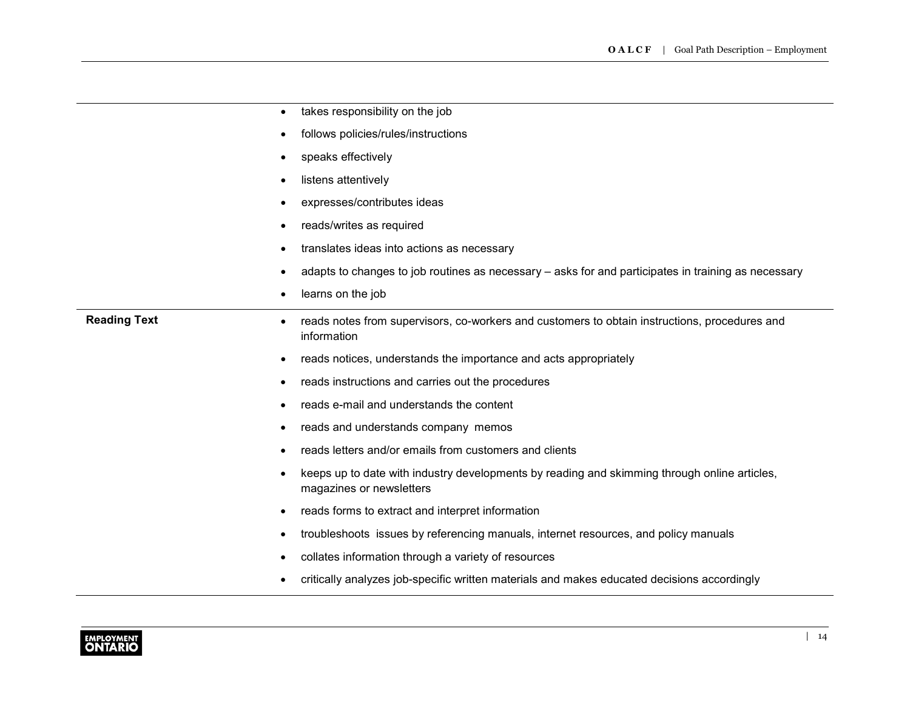| | |
|---|---|
| | • takes responsibility on the job<br>• follows policies/rules/instructions<br>• speaks effectively<br>• listens attentively<br>• expresses/contributes ideas<br>• reads/writes as required<br>• translates ideas into actions as necessary<br>• adapts to changes to job routines as necessary – asks for and participates in training as necessary<br>• learns on the job |
| **Reading Text** | • reads notes from supervisors, co-workers and customers to obtain instructions, procedures and information<br>• reads notices, understands the importance and acts appropriately<br>• reads instructions and carries out the procedures<br>• reads e-mail and understands the content<br>• reads and understands company memos<br>• reads letters and/or emails from customers and clients<br>• keeps up to date with industry developments by reading and skimming through online articles, magazines or newsletters<br>• reads forms to extract and interpret information<br>• troubleshoots issues by referencing manuals, internet resources, and policy manuals<br>• collates information through a variety of resources<br>• critically analyzes job-specific written materials and makes educated decisions accordingly |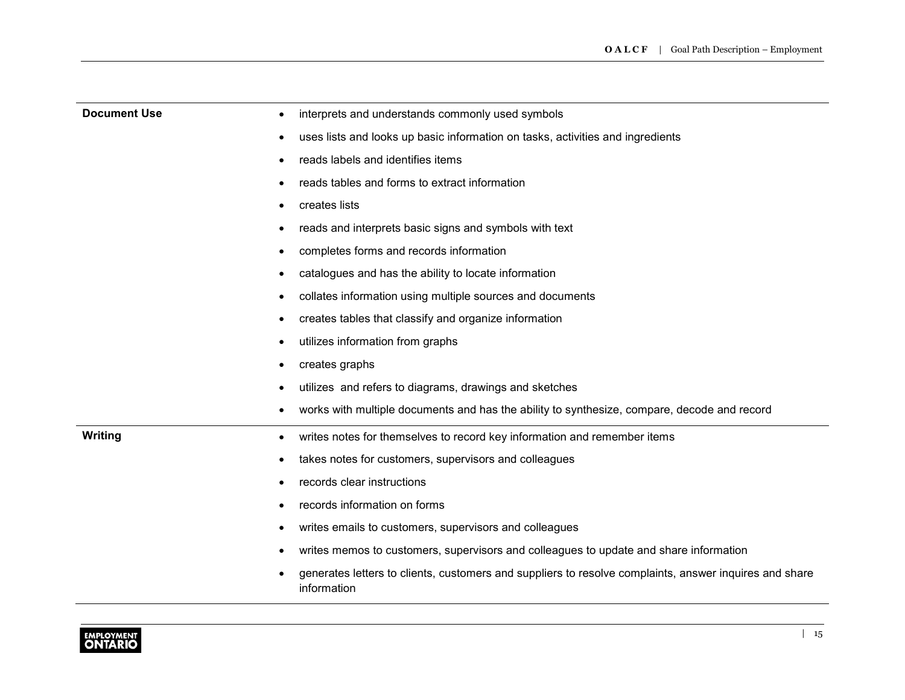| | |
|---|---|
| **Document Use** | • interprets and understands commonly used symbols<br>• uses lists and looks up basic information on tasks, activities and ingredients<br>• reads labels and identifies items<br>• reads tables and forms to extract information<br>• creates lists<br>• reads and interprets basic signs and symbols with text<br>• completes forms and records information<br>• catalogues and has the ability to locate information<br>• collates information using multiple sources and documents<br>• creates tables that classify and organize information<br>• utilizes information from graphs<br>• creates graphs<br>• utilizes and refers to diagrams, drawings and sketches<br>• works with multiple documents and has the ability to synthesize, compare, decode and record |
| **Writing** | • writes notes for themselves to record key information and remember items<br>• takes notes for customers, supervisors and colleagues<br>• records clear instructions<br>• records information on forms<br>• writes emails to customers, supervisors and colleagues<br>• writes memos to customers, supervisors and colleagues to update and share information<br>• generates letters to clients, customers and suppliers to resolve complaints, answer inquires and share information |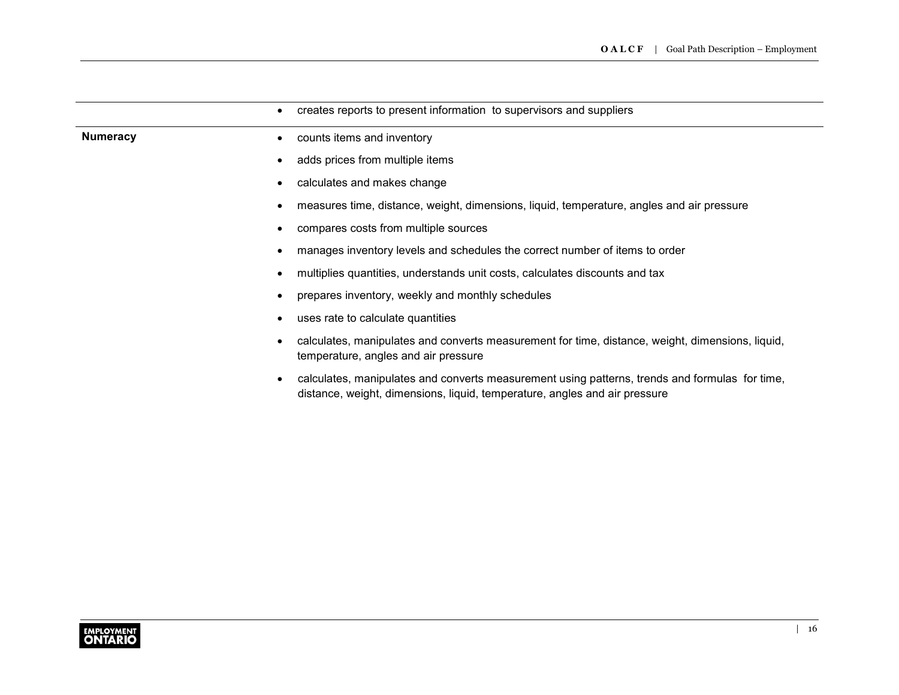| | |
|---|---|
| | • creates reports to present information to supervisors and suppliers |
| **Numeracy** | • counts items and inventory<br>• adds prices from multiple items<br>• calculates and makes change<br>• measures time, distance, weight, dimensions, liquid, temperature, angles and air pressure<br>• compares costs from multiple sources<br>• manages inventory levels and schedules the correct number of items to order<br>• multiplies quantities, understands unit costs, calculates discounts and tax<br>• prepares inventory, weekly and monthly schedules<br>• uses rate to calculate quantities<br>• calculates, manipulates and converts measurement for time, distance, weight, dimensions, liquid, temperature, angles and air pressure<br>• calculates, manipulates and converts measurement using patterns, trends and formulas for time, distance, weight, dimensions, liquid, temperature, angles and air pressure |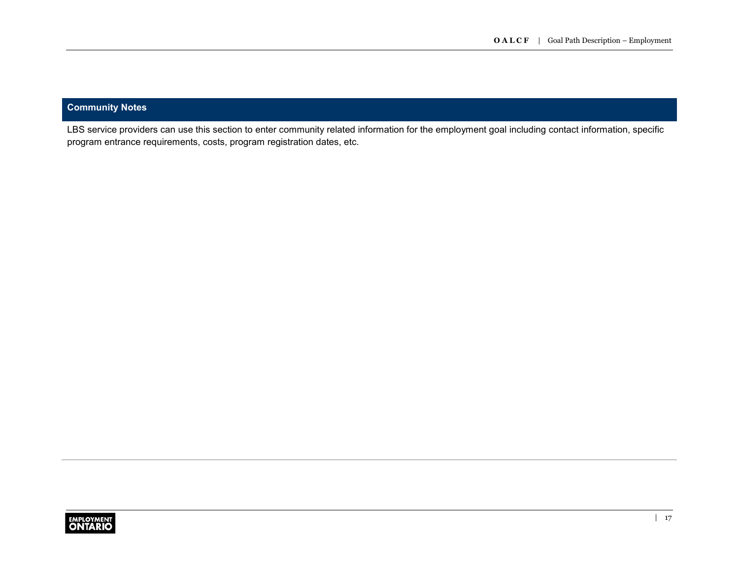## Community Notes

LBS service providers can use this section to enter community related information for the employment goal including contact information, specific program entrance requirements, costs, program registration dates, etc.